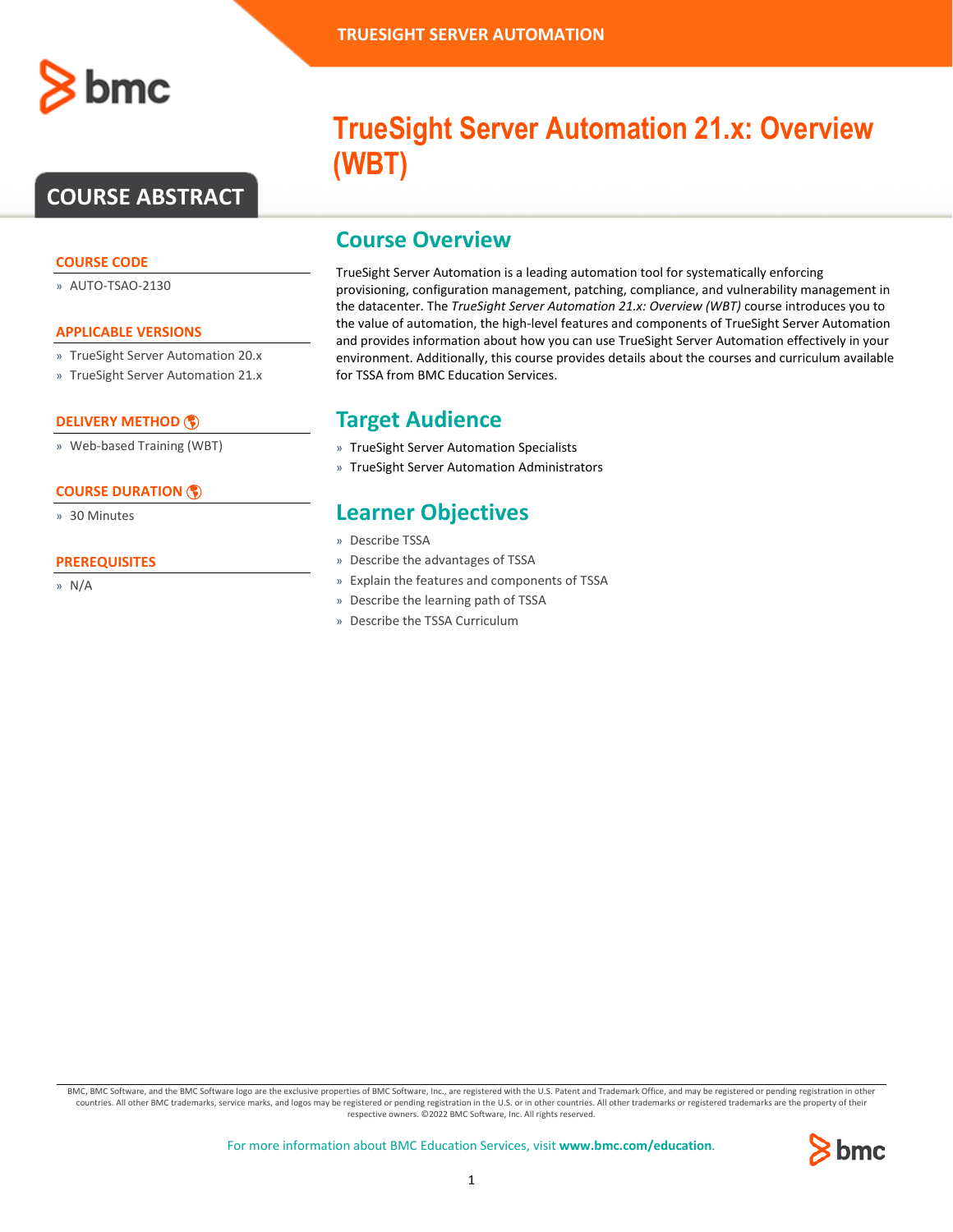# TrueSight Server Automation 21.x: Overview (WBT)

## COURSE ABSTRACT

### COURSE CODE

- AUTO-TSAO-2130

### APPLICABLE VERSIONS

- TrueSight Server Automation 20.x
- TrueSight Server Automation 21.x

### DELIVERY METHOD

- Web-based Training (WBT)

### COURSE DURATION

- 30 Minutes

### PREREQUISITES

- N/A

## Course Overview

TrueSight Server Automation is a leading automation tool for systematically enforcing provisioning, configuration management, patching, compliance, and vulnerability management in the datacenter. The *TrueSight Server Automation 21.x: Overview (WBT)* course introduces you to the value of automation, the high-level features and components of TrueSight Server Automation and provides information about how you can use TrueSight Server Automation effectively in your environment. Additionally, this course provides details about the courses and curriculum available for TSSA from BMC Education Services.

## Target Audience

- TrueSight Server Automation Specialists
- TrueSight Server Automation Administrators

## Learner Objectives

- Describe TSSA
- Describe the advantages of TSSA
- Explain the features and components of TSSA
- Describe the learning path of TSSA
- Describe the TSSA Curriculum

BMC, BMC Software, and the BMC Software logo are the exclusive properties of BMC Software, Inc., are registered with the U.S. Patent and Trademark Office, and may be registered or pending registration in other countries. All other BMC trademarks, service marks, and logos may be registered or pending registration in the U.S. or in other countries. All other trademarks or registered trademarks are the property of their respective owners. ©2022 BMC Software, Inc. All rights reserved.

For more information about BMC Education Services, visit **www.bmc.com/education**.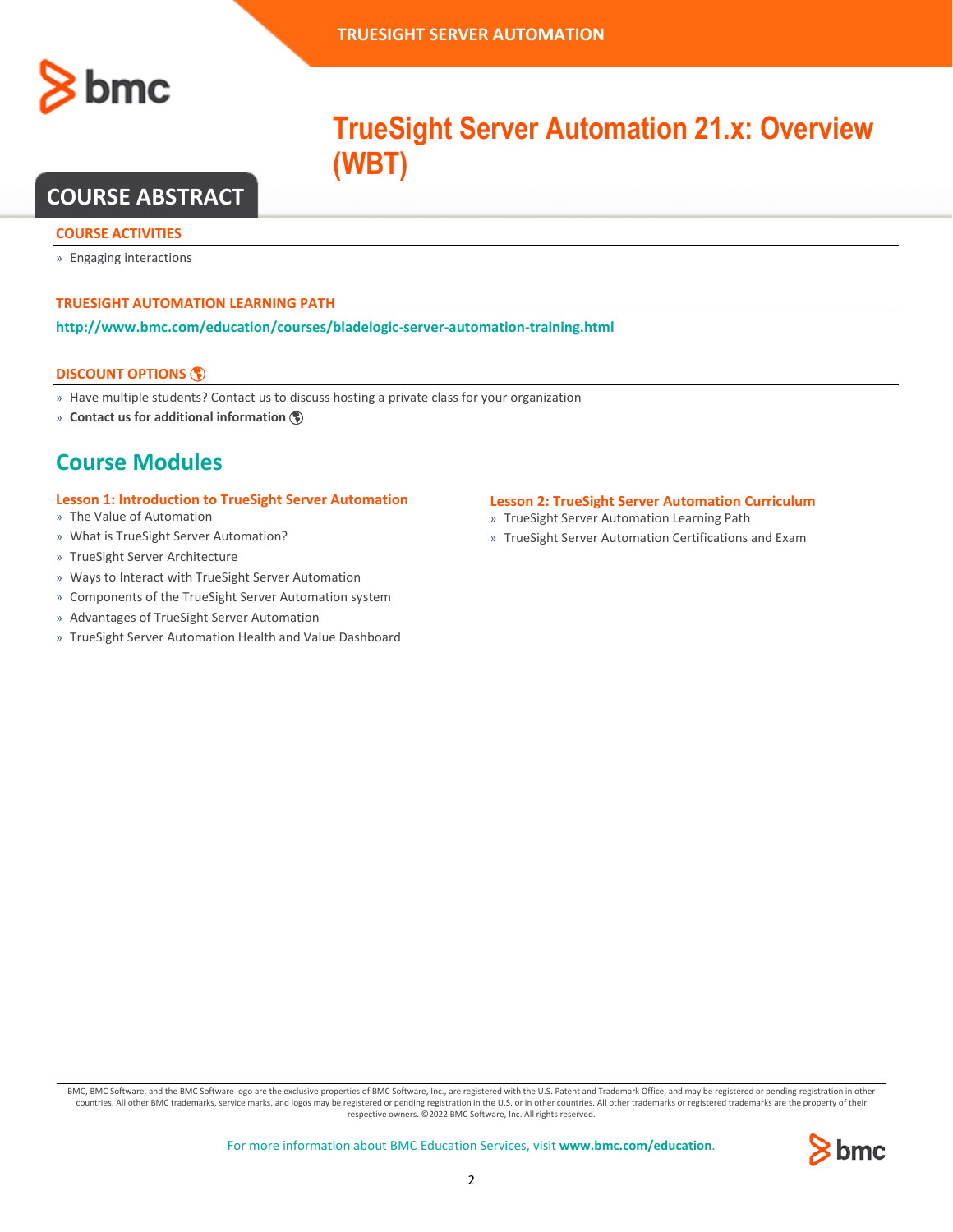# TrueSight Server Automation 21.x: Overview (WBT)

## COURSE ABSTRACT

### COURSE ACTIVITIES

- Engaging interactions

### TRUESIGHT AUTOMATION LEARNING PATH

**http://www.bmc.com/education/courses/bladelogic-server-automation-training.html**

### DISCOUNT OPTIONS

- Have multiple students? Contact us to discuss hosting a private class for your organization
- **Contact us for additional information**

## Course Modules

### Lesson 1: Introduction to TrueSight Server Automation

- The Value of Automation
- What is TrueSight Server Automation?
- TrueSight Server Architecture
- Ways to Interact with TrueSight Server Automation
- Components of the TrueSight Server Automation system
- Advantages of TrueSight Server Automation
- TrueSight Server Automation Health and Value Dashboard

### Lesson 2: TrueSight Server Automation Curriculum

- TrueSight Server Automation Learning Path
- TrueSight Server Automation Certifications and Exam

BMC, BMC Software, and the BMC Software logo are the exclusive properties of BMC Software, Inc., are registered with the U.S. Patent and Trademark Office, and may be registered or pending registration in other countries. All other BMC trademarks, service marks, and logos may be registered or pending registration in the U.S. or in other countries. All other trademarks or registered trademarks are the property of their respective owners. ©2022 BMC Software, Inc. All rights reserved.

For more information about BMC Education Services, visit **www.bmc.com/education**.